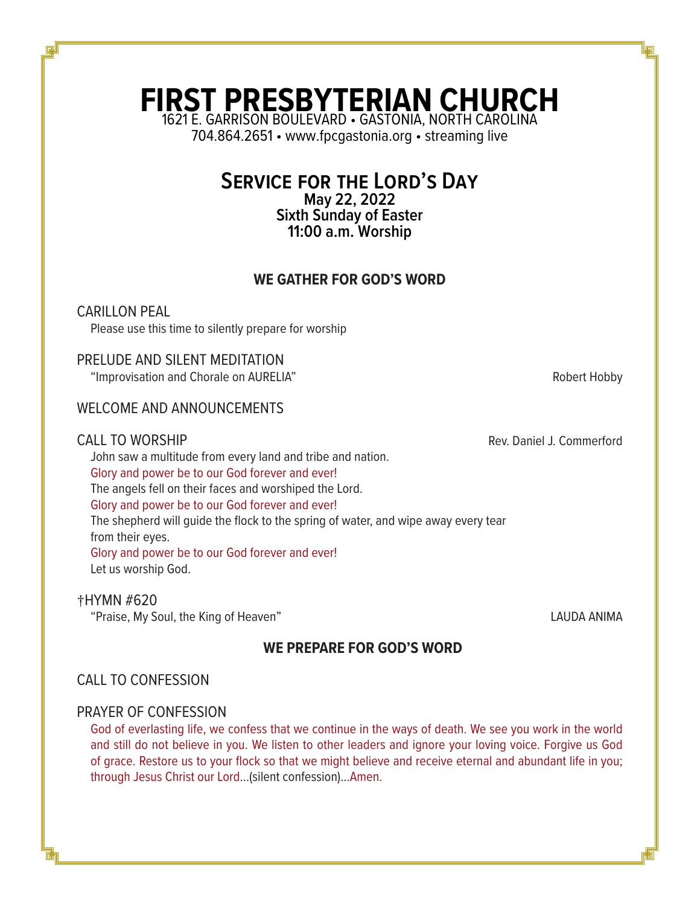# FIRST PRESBYTERIAN CHURCH

1621 E. GARRISON BOULEVARD • GASTONIA, NORTH CAROLINA
704.864.2651 • www.fpcgastonia.org • streaming live

## Service for the Lord's Day

**May 22, 2022**
**Sixth Sunday of Easter**
**11:00 a.m. Worship**

### WE GATHER FOR GOD'S WORD

CARILLON PEAL
Please use this time to silently prepare for worship

PRELUDE AND SILENT MEDITATION
"Improvisation and Chorale on AURELIA" — Robert Hobby

WELCOME AND ANNOUNCEMENTS

CALL TO WORSHIP — Rev. Daniel J. Commerford

John saw a multitude from every land and tribe and nation.
Glory and power be to our God forever and ever!
The angels fell on their faces and worshiped the Lord.
Glory and power be to our God forever and ever!
The shepherd will guide the flock to the spring of water, and wipe away every tear from their eyes.
Glory and power be to our God forever and ever!
Let us worship God.

†HYMN #620
"Praise, My Soul, the King of Heaven" — LAUDA ANIMA

### WE PREPARE FOR GOD'S WORD

CALL TO CONFESSION

PRAYER OF CONFESSION

God of everlasting life, we confess that we continue in the ways of death. We see you work in the world and still do not believe in you. We listen to other leaders and ignore your loving voice. Forgive us God of grace. Restore us to your flock so that we might believe and receive eternal and abundant life in you; through Jesus Christ our Lord…(silent confession)…Amen.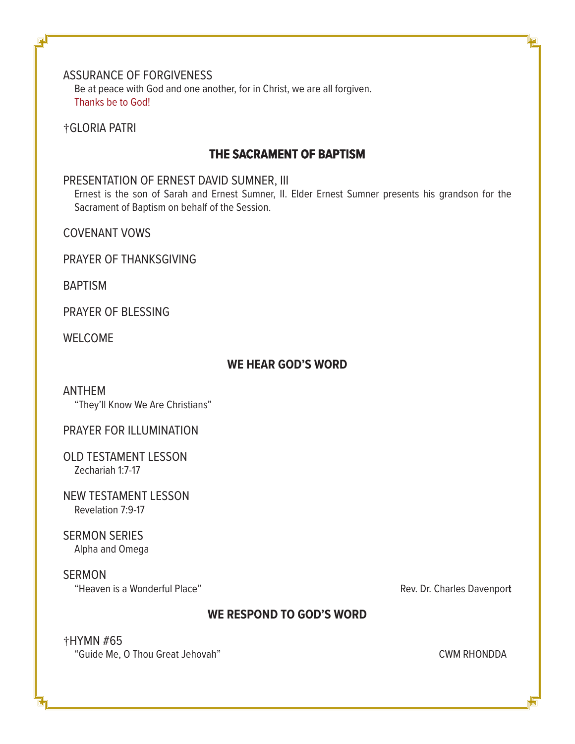ASSURANCE OF FORGIVENESS

Be at peace with God and one another, for in Christ, we are all forgiven.
Thanks be to God!

†GLORIA PATRI

## THE SACRAMENT OF BAPTISM

PRESENTATION OF ERNEST DAVID SUMNER, III

Ernest is the son of Sarah and Ernest Sumner, II. Elder Ernest Sumner presents his grandson for the Sacrament of Baptism on behalf of the Session.

COVENANT VOWS

PRAYER OF THANKSGIVING

BAPTISM

PRAYER OF BLESSING

WELCOME

## WE HEAR GOD'S WORD

ANTHEM

"They'll Know We Are Christians"

PRAYER FOR ILLUMINATION

OLD TESTAMENT LESSON

Zechariah 1:7-17

NEW TESTAMENT LESSON

Revelation 7:9-17

SERMON SERIES

Alpha and Omega

SERMON

"Heaven is a Wonderful Place" Rev. Dr. Charles Davenport

## WE RESPOND TO GOD'S WORD

†HYMN #65

"Guide Me, O Thou Great Jehovah" CWM RHONDDA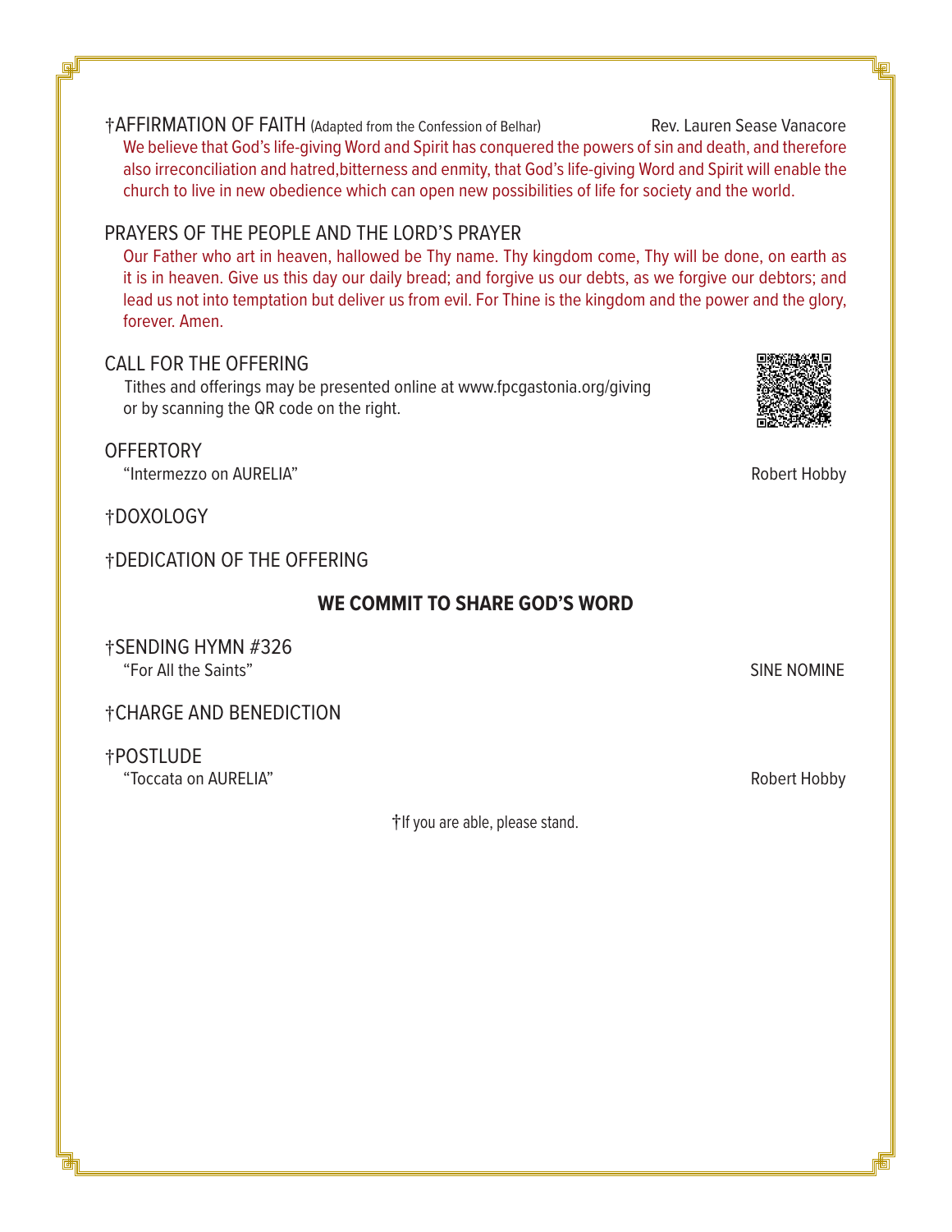†AFFIRMATION OF FAITH (Adapted from the Confession of Belhar) Rev. Lauren Sease Vanacore

We believe that God's life-giving Word and Spirit has conquered the powers of sin and death, and therefore also irreconciliation and hatred,bitterness and enmity, that God's life-giving Word and Spirit will enable the church to live in new obedience which can open new possibilities of life for society and the world.

PRAYERS OF THE PEOPLE AND THE LORD'S PRAYER

Our Father who art in heaven, hallowed be Thy name. Thy kingdom come, Thy will be done, on earth as it is in heaven. Give us this day our daily bread; and forgive us our debts, as we forgive our debtors; and lead us not into temptation but deliver us from evil. For Thine is the kingdom and the power and the glory, forever. Amen.

CALL FOR THE OFFERING

Tithes and offerings may be presented online at www.fpcgastonia.org/giving or by scanning the QR code on the right.

OFFERTORY

"Intermezzo on AURELIA" Robert Hobby

†DOXOLOGY

†DEDICATION OF THE OFFERING

**WE COMMIT TO SHARE GOD'S WORD**

†SENDING HYMN #326

"For All the Saints" SINE NOMINE

†CHARGE AND BENEDICTION

†POSTLUDE

"Toccata on AURELIA" Robert Hobby

†If you are able, please stand.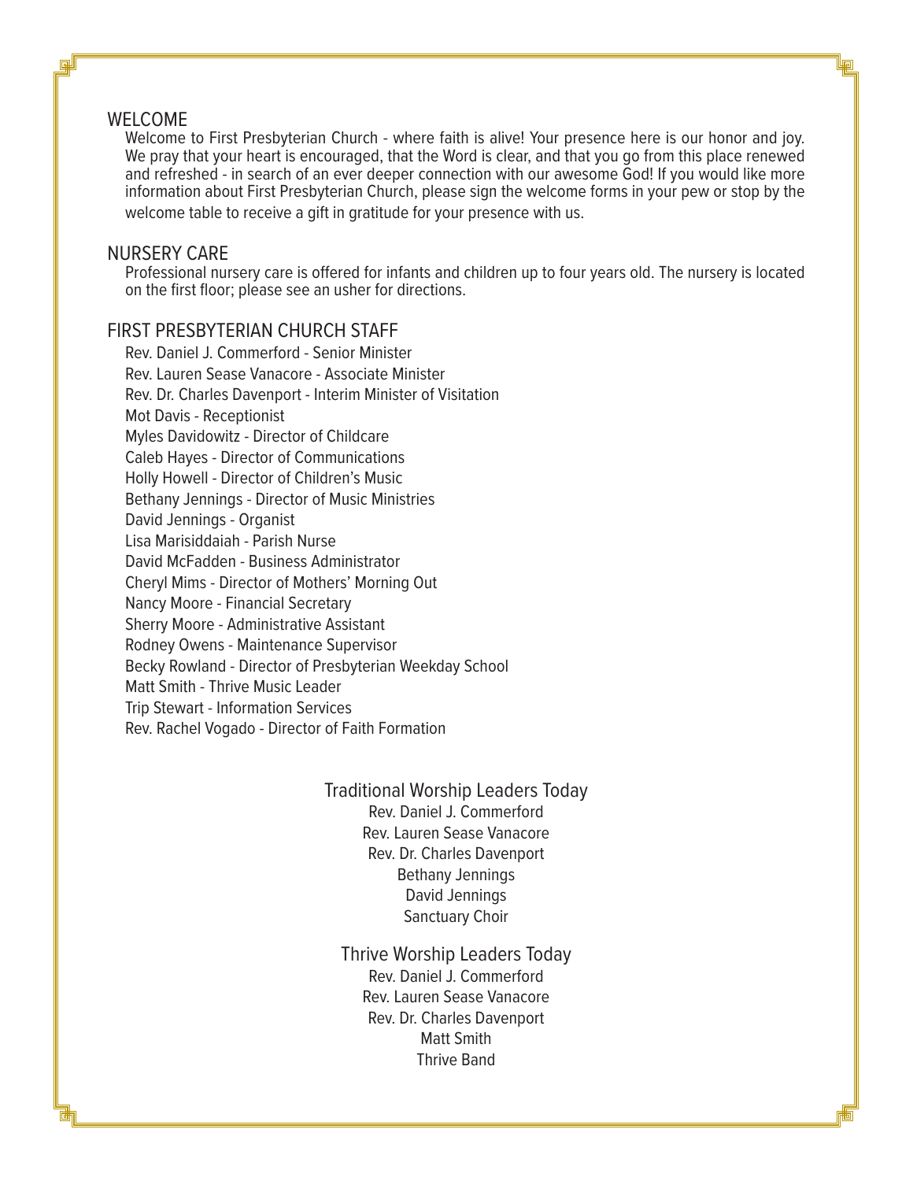## WELCOME

Welcome to First Presbyterian Church - where faith is alive! Your presence here is our honor and joy. We pray that your heart is encouraged, that the Word is clear, and that you go from this place renewed and refreshed - in search of an ever deeper connection with our awesome God! If you would like more information about First Presbyterian Church, please sign the welcome forms in your pew or stop by the welcome table to receive a gift in gratitude for your presence with us.

## NURSERY CARE

Professional nursery care is offered for infants and children up to four years old. The nursery is located on the first floor; please see an usher for directions.

## FIRST PRESBYTERIAN CHURCH STAFF

Rev. Daniel J. Commerford - Senior Minister
Rev. Lauren Sease Vanacore - Associate Minister
Rev. Dr. Charles Davenport - Interim Minister of Visitation
Mot Davis - Receptionist
Myles Davidowitz - Director of Childcare
Caleb Hayes - Director of Communications
Holly Howell - Director of Children's Music
Bethany Jennings - Director of Music Ministries
David Jennings - Organist
Lisa Marisiddaiah - Parish Nurse
David McFadden - Business Administrator
Cheryl Mims - Director of Mothers' Morning Out
Nancy Moore - Financial Secretary
Sherry Moore - Administrative Assistant
Rodney Owens - Maintenance Supervisor
Becky Rowland - Director of Presbyterian Weekday School
Matt Smith - Thrive Music Leader
Trip Stewart - Information Services
Rev. Rachel Vogado - Director of Faith Formation

### Traditional Worship Leaders Today

Rev. Daniel J. Commerford
Rev. Lauren Sease Vanacore
Rev. Dr. Charles Davenport
Bethany Jennings
David Jennings
Sanctuary Choir

### Thrive Worship Leaders Today

Rev. Daniel J. Commerford
Rev. Lauren Sease Vanacore
Rev. Dr. Charles Davenport
Matt Smith
Thrive Band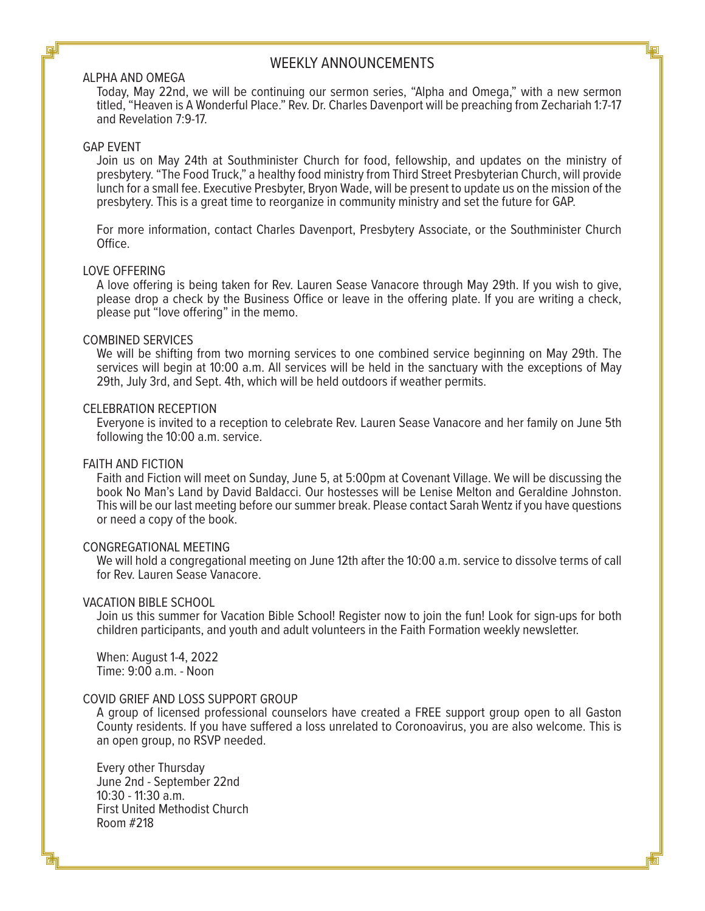# WEEKLY ANNOUNCEMENTS

## ALPHA AND OMEGA

Today, May 22nd, we will be continuing our sermon series, "Alpha and Omega," with a new sermon titled, "Heaven is A Wonderful Place." Rev. Dr. Charles Davenport will be preaching from Zechariah 1:7-17 and Revelation 7:9-17.

## GAP EVENT

Join us on May 24th at Southminister Church for food, fellowship, and updates on the ministry of presbytery. "The Food Truck," a healthy food ministry from Third Street Presbyterian Church, will provide lunch for a small fee. Executive Presbyter, Bryon Wade, will be present to update us on the mission of the presbytery. This is a great time to reorganize in community ministry and set the future for GAP.

For more information, contact Charles Davenport, Presbytery Associate, or the Southminister Church Office.

## LOVE OFFERING

A love offering is being taken for Rev. Lauren Sease Vanacore through May 29th. If you wish to give, please drop a check by the Business Office or leave in the offering plate. If you are writing a check, please put "love offering" in the memo.

## COMBINED SERVICES

We will be shifting from two morning services to one combined service beginning on May 29th. The services will begin at 10:00 a.m. All services will be held in the sanctuary with the exceptions of May 29th, July 3rd, and Sept. 4th, which will be held outdoors if weather permits.

## CELEBRATION RECEPTION

Everyone is invited to a reception to celebrate Rev. Lauren Sease Vanacore and her family on June 5th following the 10:00 a.m. service.

## FAITH AND FICTION

Faith and Fiction will meet on Sunday, June 5, at 5:00pm at Covenant Village. We will be discussing the book No Man's Land by David Baldacci. Our hostesses will be Lenise Melton and Geraldine Johnston. This will be our last meeting before our summer break. Please contact Sarah Wentz if you have questions or need a copy of the book.

## CONGREGATIONAL MEETING

We will hold a congregational meeting on June 12th after the 10:00 a.m. service to dissolve terms of call for Rev. Lauren Sease Vanacore.

## VACATION BIBLE SCHOOL

Join us this summer for Vacation Bible School! Register now to join the fun! Look for sign-ups for both children participants, and youth and adult volunteers in the Faith Formation weekly newsletter.

When: August 1-4, 2022
Time: 9:00 a.m. - Noon

## COVID GRIEF AND LOSS SUPPORT GROUP

A group of licensed professional counselors have created a FREE support group open to all Gaston County residents. If you have suffered a loss unrelated to Coronoavirus, you are also welcome. This is an open group, no RSVP needed.

Every other Thursday
June 2nd - September 22nd
10:30 - 11:30 a.m.
First United Methodist Church
Room #218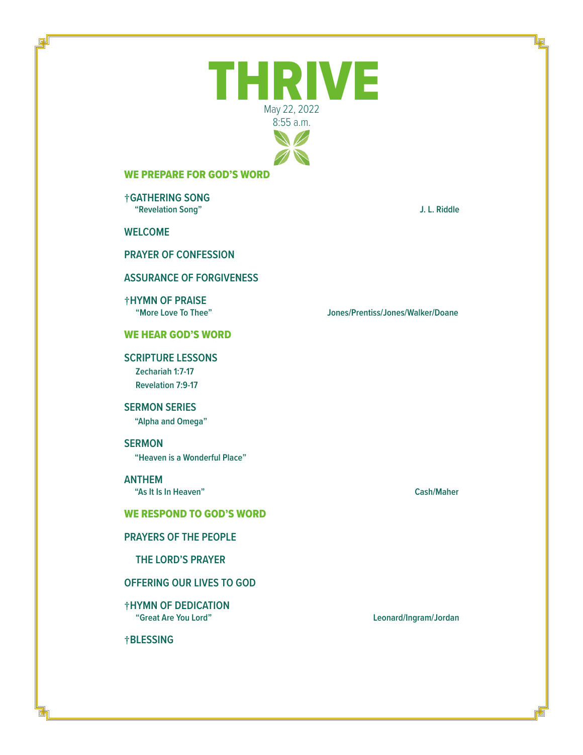# THRIVE

May 22, 2022
8:55 a.m.

## WE PREPARE FOR GOD'S WORD

**†GATHERING SONG**
"Revelation Song" — J. L. Riddle

**WELCOME**

**PRAYER OF CONFESSION**

**ASSURANCE OF FORGIVENESS**

**†HYMN OF PRAISE**
"More Love To Thee" — Jones/Prentiss/Jones/Walker/Doane

## WE HEAR GOD'S WORD

**SCRIPTURE LESSONS**
Zechariah 1:7-17
Revelation 7:9-17

**SERMON SERIES**
"Alpha and Omega"

**SERMON**
"Heaven is a Wonderful Place"

**ANTHEM**
"As It Is In Heaven" — Cash/Maher

## WE RESPOND TO GOD'S WORD

**PRAYERS OF THE PEOPLE**

**THE LORD'S PRAYER**

**OFFERING OUR LIVES TO GOD**

**†HYMN OF DEDICATION**
"Great Are You Lord" — Leonard/Ingram/Jordan

**†BLESSING**